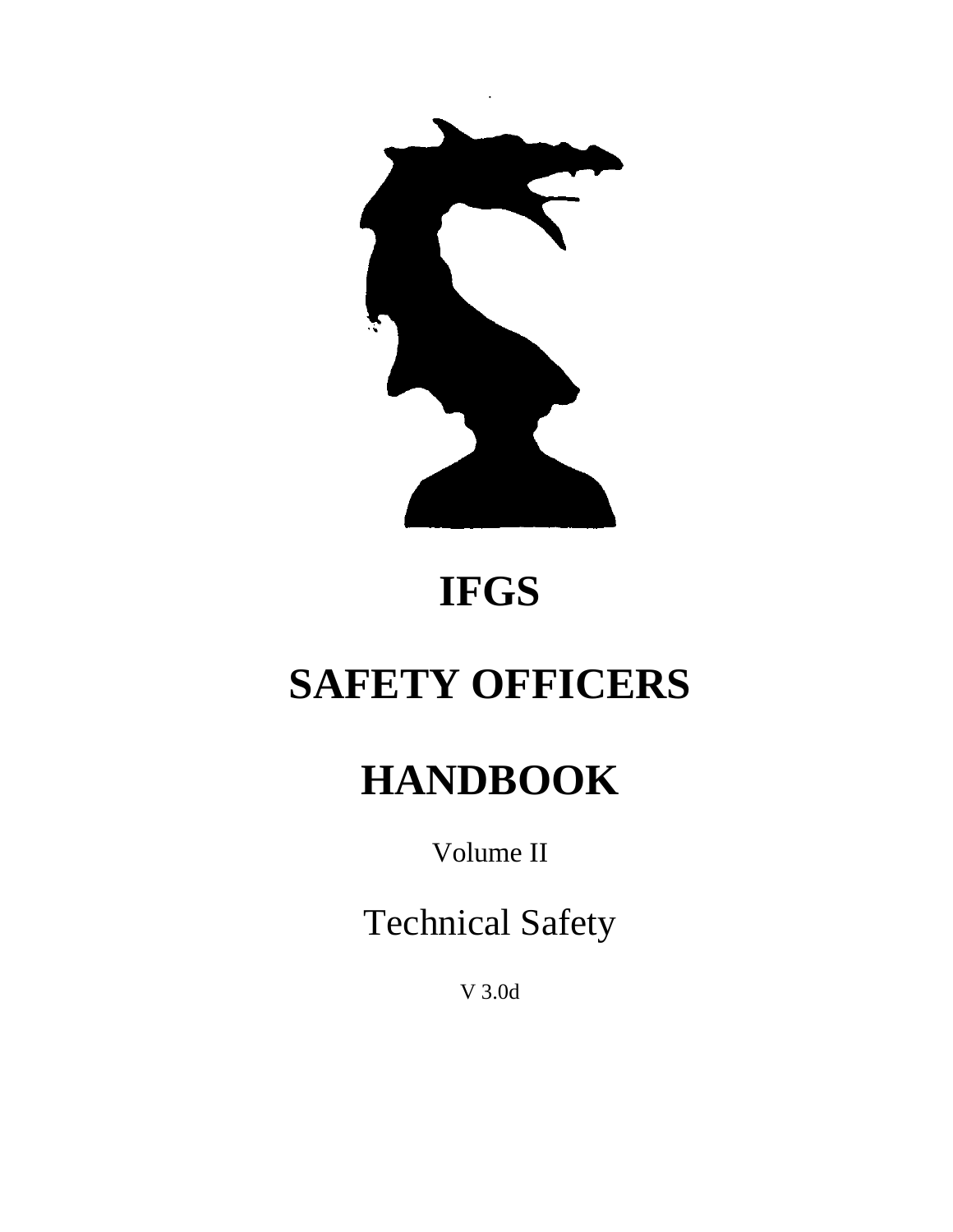# IFGS

# SAFETY OFFICERS

# HANDBOOK

Volume II

Technical Safety

V 3.0d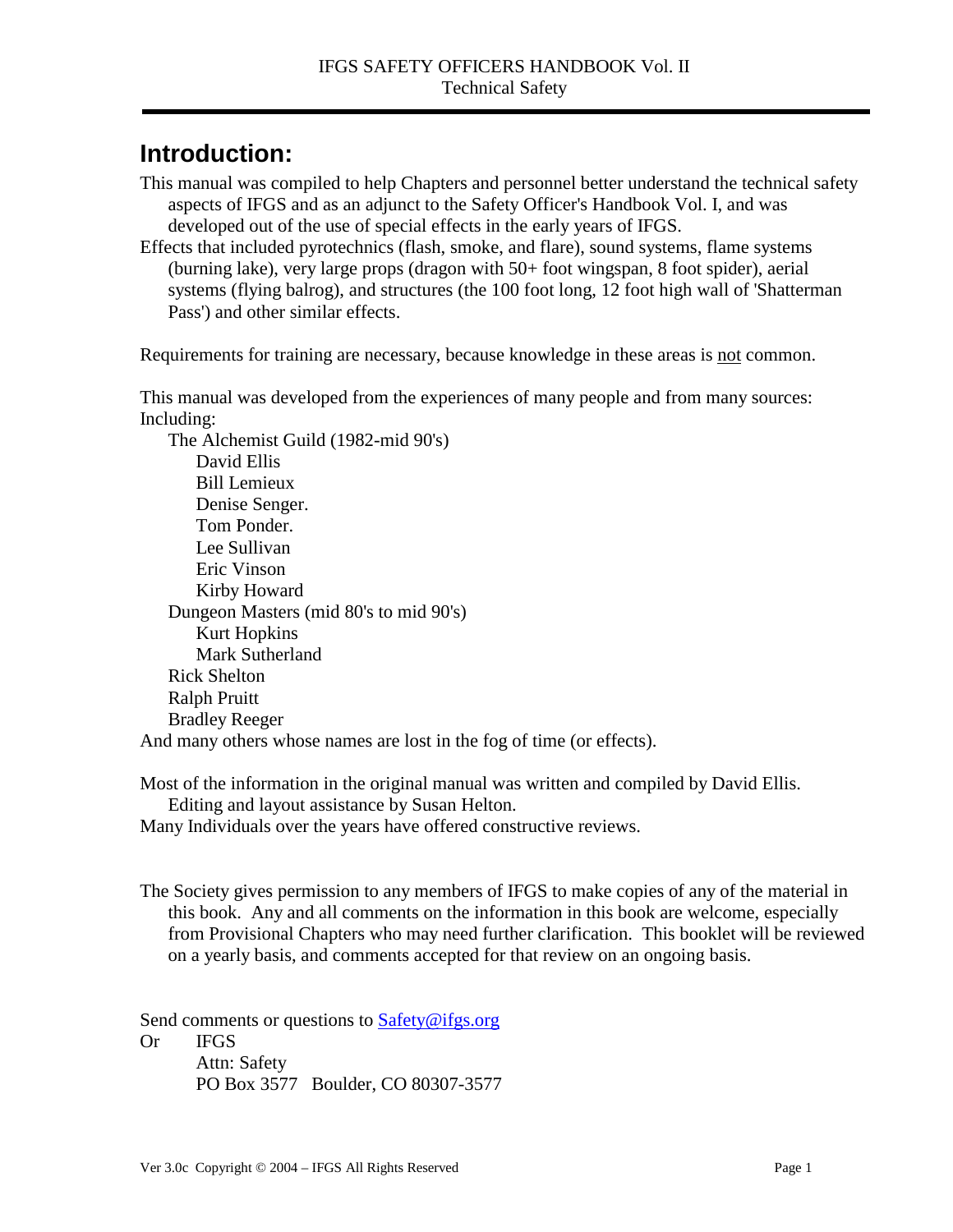## Introduction:

This manual was compiled to help Chapters and personnel better understand the technical safety aspects of IFGS and as an adjunct to the Safety Officer's Handbook Vol. I, and was developed out of the use of special effects in the early years of IFGS.

Effects that included pyrotechnics (flash, smoke, and flare), sound systems, flame systems (burning lake), very large props (dragon with 50+ foot wingspan, 8 foot spider), aerial systems (flying balrog), and structures (the 100 foot long, 12 foot high wall of 'Shatterman Pass') and other similar effects.

Requirements for training are necessary, because knowledge in these areas is <u>not</u> common.

This manual was developed from the experiences of many people and from many sources: Including:

- The Alchemist Guild (1982-mid 90's)
  - David Ellis
  - Bill Lemieux
  - Denise Senger.
  - Tom Ponder.
  - Lee Sullivan
  - Eric Vinson
  - Kirby Howard
- Dungeon Masters (mid 80's to mid 90's)
  - Kurt Hopkins
  - Mark Sutherland
- Rick Shelton
- Ralph Pruitt
- Bradley Reeger

And many others whose names are lost in the fog of time (or effects).

Most of the information in the original manual was written and compiled by David Ellis. Editing and layout assistance by Susan Helton.

Many Individuals over the years have offered constructive reviews.

The Society gives permission to any members of IFGS to make copies of any of the material in this book. Any and all comments on the information in this book are welcome, especially from Provisional Chapters who may need further clarification. This booklet will be reviewed on a yearly basis, and comments accepted for that review on an ongoing basis.

Send comments or questions to [Safety@ifgs.org](mailto:Safety@ifgs.org)

Or IFGS
Attn: Safety
PO Box 3577 Boulder, CO 80307-3577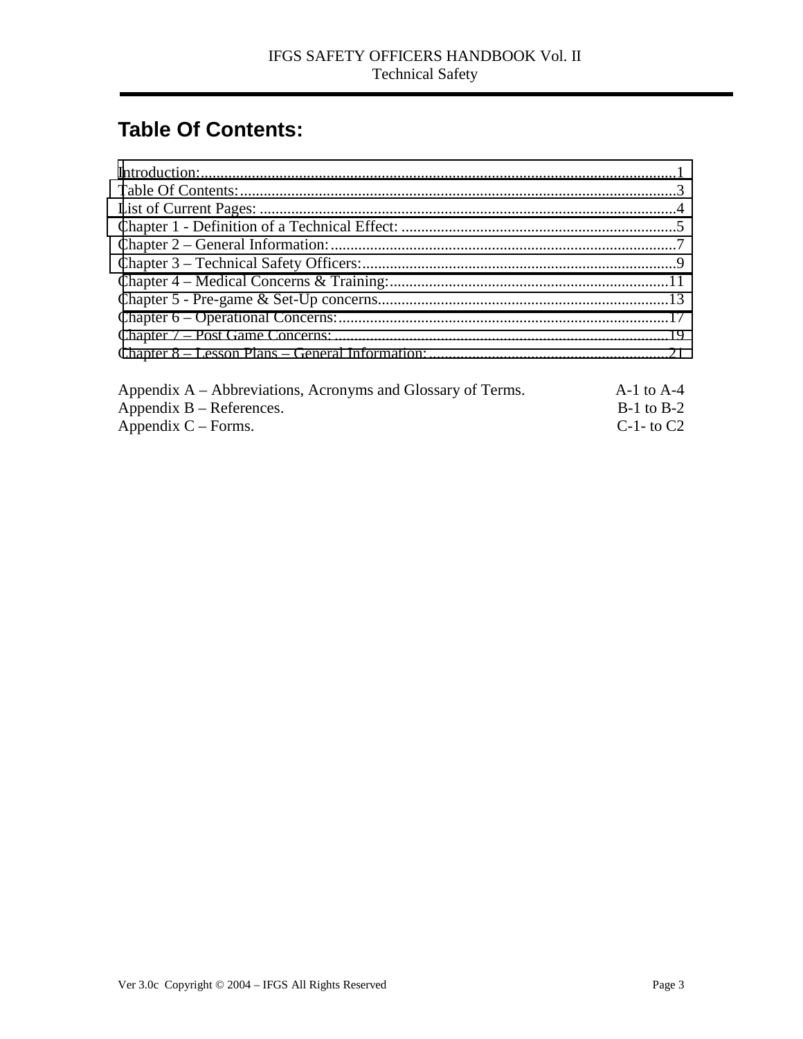# Table Of Contents:

Introduction:..........................................................................................................................1
Table Of Contents:................................................................................................................3
List of Current Pages: ..........................................................................................................4
Chapter 1 - Definition of a Technical Effect: ......................................................................5
Chapter 2 – General Information:........................................................................................7
Chapter 3 – Technical Safety Officers:................................................................................9
Chapter 4 – Medical Concerns & Training:.......................................................................11
Chapter 5 - Pre-game & Set-Up concerns..........................................................................13
Chapter 6 – Operational Concerns:....................................................................................17
Chapter 7 – Post Game Concerns: .....................................................................................19
Chapter 8 – Lesson Plans – General Information:.............................................................21

| | |
|---|---|
| Appendix A – Abbreviations, Acronyms and Glossary of Terms. | A-1 to A-4 |
| Appendix B – References. | B-1 to B-2 |
| Appendix C – Forms. | C-1- to C2 |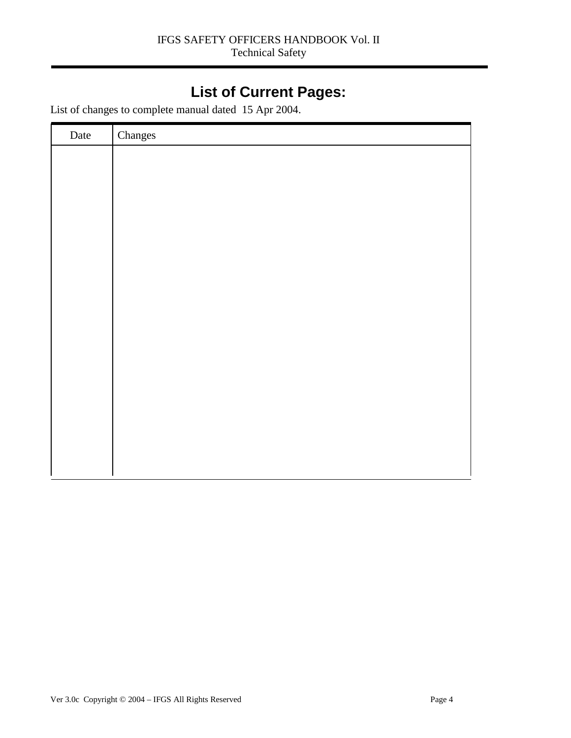# List of Current Pages:

List of changes to complete manual dated 15 Apr 2004.

| Date | Changes |
|---|---|
| | |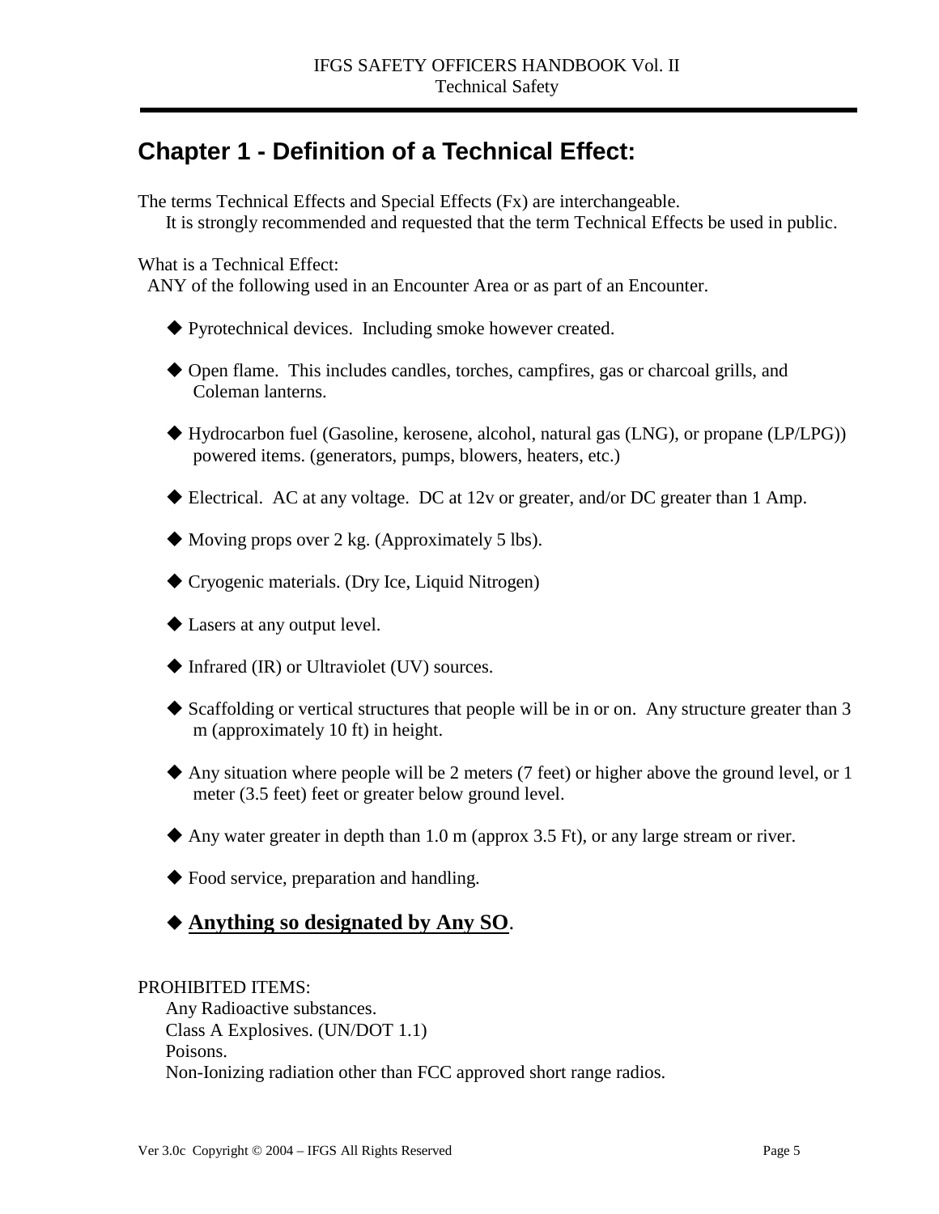## Chapter 1 - Definition of a Technical Effect:

The terms Technical Effects and Special Effects (Fx) are interchangeable.
It is strongly recommended and requested that the term Technical Effects be used in public.

What is a Technical Effect:
ANY of the following used in an Encounter Area or as part of an Encounter.

- ◆ Pyrotechnical devices. Including smoke however created.
- ◆ Open flame. This includes candles, torches, campfires, gas or charcoal grills, and Coleman lanterns.
- ◆ Hydrocarbon fuel (Gasoline, kerosene, alcohol, natural gas (LNG), or propane (LP/LPG)) powered items. (generators, pumps, blowers, heaters, etc.)
- ◆ Electrical. AC at any voltage. DC at 12v or greater, and/or DC greater than 1 Amp.
- ◆ Moving props over 2 kg. (Approximately 5 lbs).
- ◆ Cryogenic materials. (Dry Ice, Liquid Nitrogen)
- ◆ Lasers at any output level.
- ◆ Infrared (IR) or Ultraviolet (UV) sources.
- ◆ Scaffolding or vertical structures that people will be in or on. Any structure greater than 3 m (approximately 10 ft) in height.
- ◆ Any situation where people will be 2 meters (7 feet) or higher above the ground level, or 1 meter (3.5 feet) feet or greater below ground level.
- ◆ Any water greater in depth than 1.0 m (approx 3.5 Ft), or any large stream or river.
- ◆ Food service, preparation and handling.
- ◆ **<u>Anything so designated by Any SO</u>**.

PROHIBITED ITEMS:
Any Radioactive substances.
Class A Explosives. (UN/DOT 1.1)
Poisons.
Non-Ionizing radiation other than FCC approved short range radios.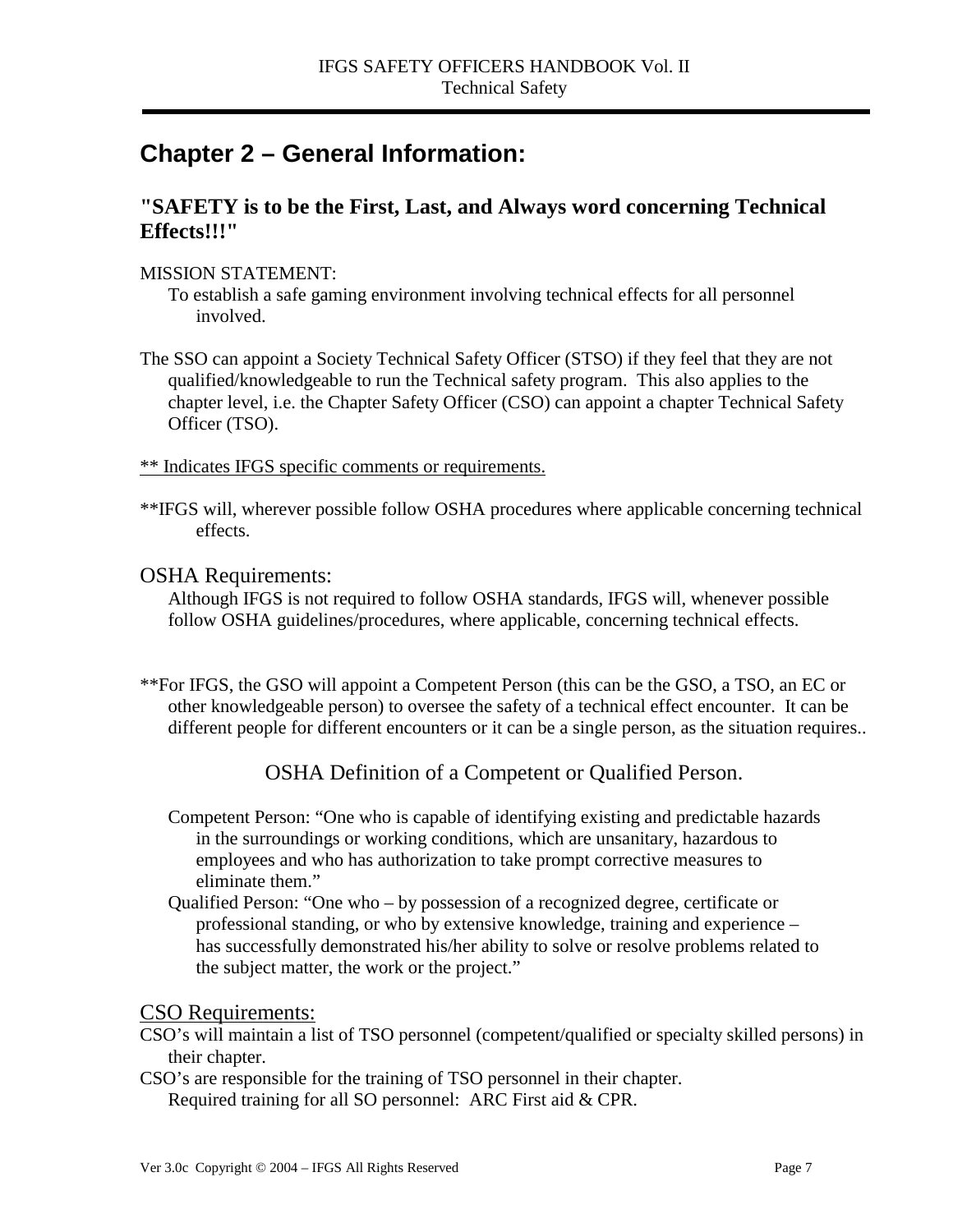# Chapter 2 – General Information:

## "SAFETY is to be the First, Last, and Always word concerning Technical Effects!!!"

MISSION STATEMENT:

To establish a safe gaming environment involving technical effects for all personnel involved.

The SSO can appoint a Society Technical Safety Officer (STSO) if they feel that they are not qualified/knowledgeable to run the Technical safety program. This also applies to the chapter level, i.e. the Chapter Safety Officer (CSO) can appoint a chapter Technical Safety Officer (TSO).

<u>** Indicates IFGS specific comments or requirements.</u>

**IFGS will, wherever possible follow OSHA procedures where applicable concerning technical effects.

### OSHA Requirements:

Although IFGS is not required to follow OSHA standards, IFGS will, whenever possible follow OSHA guidelines/procedures, where applicable, concerning technical effects.

**For IFGS, the GSO will appoint a Competent Person (this can be the GSO, a TSO, an EC or other knowledgeable person) to oversee the safety of a technical effect encounter. It can be different people for different encounters or it can be a single person, as the situation requires..

### OSHA Definition of a Competent or Qualified Person.

Competent Person: "One who is capable of identifying existing and predictable hazards in the surroundings or working conditions, which are unsanitary, hazardous to employees and who has authorization to take prompt corrective measures to eliminate them."

Qualified Person: "One who – by possession of a recognized degree, certificate or professional standing, or who by extensive knowledge, training and experience – has successfully demonstrated his/her ability to solve or resolve problems related to the subject matter, the work or the project."

### <u>CSO Requirements:</u>

CSO's will maintain a list of TSO personnel (competent/qualified or specialty skilled persons) in their chapter.

CSO's are responsible for the training of TSO personnel in their chapter.

Required training for all SO personnel: ARC First aid & CPR.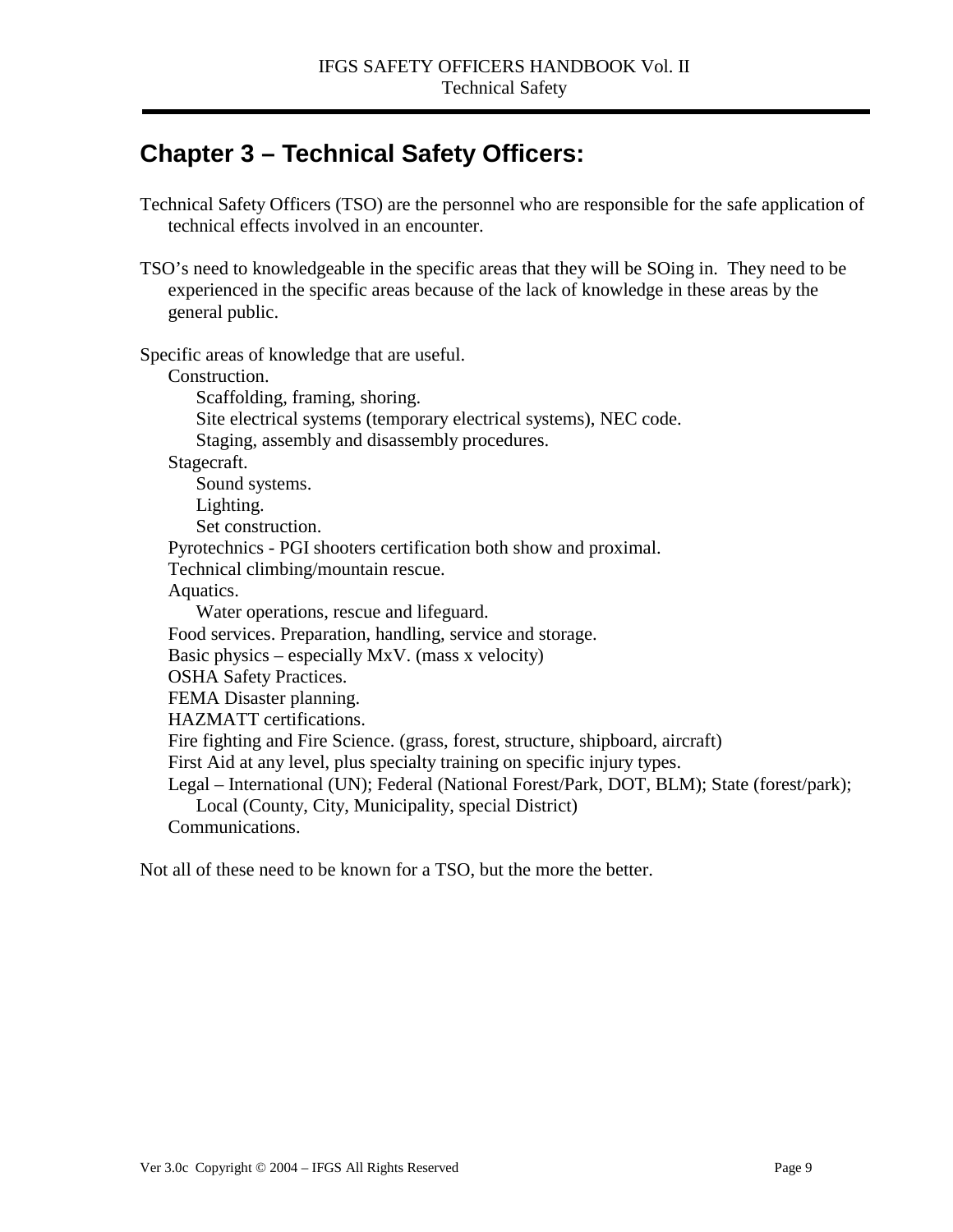# Chapter 3 – Technical Safety Officers:

Technical Safety Officers (TSO) are the personnel who are responsible for the safe application of technical effects involved in an encounter.

TSO's need to knowledgeable in the specific areas that they will be SOing in. They need to be experienced in the specific areas because of the lack of knowledge in these areas by the general public.

Specific areas of knowledge that are useful.

- Construction.
  - Scaffolding, framing, shoring.
  - Site electrical systems (temporary electrical systems), NEC code.
  - Staging, assembly and disassembly procedures.
- Stagecraft.
  - Sound systems.
  - Lighting.
  - Set construction.
- Pyrotechnics - PGI shooters certification both show and proximal.
- Technical climbing/mountain rescue.
- Aquatics.
  - Water operations, rescue and lifeguard.
- Food services. Preparation, handling, service and storage.
- Basic physics – especially MxV. (mass x velocity)
- OSHA Safety Practices.
- FEMA Disaster planning.
- HAZMATT certifications.
- Fire fighting and Fire Science. (grass, forest, structure, shipboard, aircraft)
- First Aid at any level, plus specialty training on specific injury types.
- Legal – International (UN); Federal (National Forest/Park, DOT, BLM); State (forest/park); Local (County, City, Municipality, special District)
- Communications.

Not all of these need to be known for a TSO, but the more the better.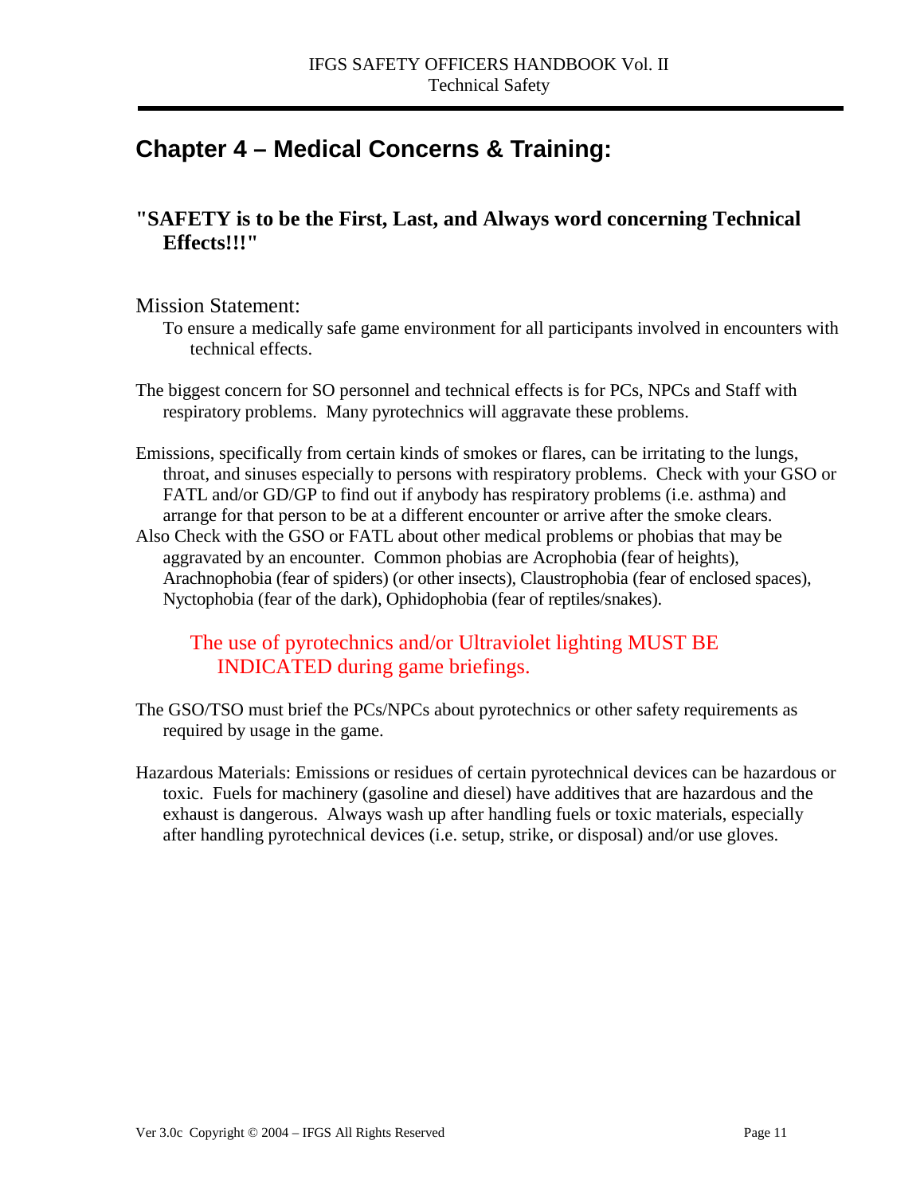# Chapter 4 – Medical Concerns & Training:

## "SAFETY is to be the First, Last, and Always word concerning Technical Effects!!!"

Mission Statement:

To ensure a medically safe game environment for all participants involved in encounters with technical effects.

The biggest concern for SO personnel and technical effects is for PCs, NPCs and Staff with respiratory problems. Many pyrotechnics will aggravate these problems.

Emissions, specifically from certain kinds of smokes or flares, can be irritating to the lungs, throat, and sinuses especially to persons with respiratory problems. Check with your GSO or FATL and/or GD/GP to find out if anybody has respiratory problems (i.e. asthma) and arrange for that person to be at a different encounter or arrive after the smoke clears.

Also Check with the GSO or FATL about other medical problems or phobias that may be aggravated by an encounter. Common phobias are Acrophobia (fear of heights), Arachnophobia (fear of spiders) (or other insects), Claustrophobia (fear of enclosed spaces), Nyctophobia (fear of the dark), Ophidophobia (fear of reptiles/snakes).

The use of pyrotechnics and/or Ultraviolet lighting MUST BE INDICATED during game briefings.

The GSO/TSO must brief the PCs/NPCs about pyrotechnics or other safety requirements as required by usage in the game.

Hazardous Materials: Emissions or residues of certain pyrotechnical devices can be hazardous or toxic. Fuels for machinery (gasoline and diesel) have additives that are hazardous and the exhaust is dangerous. Always wash up after handling fuels or toxic materials, especially after handling pyrotechnical devices (i.e. setup, strike, or disposal) and/or use gloves.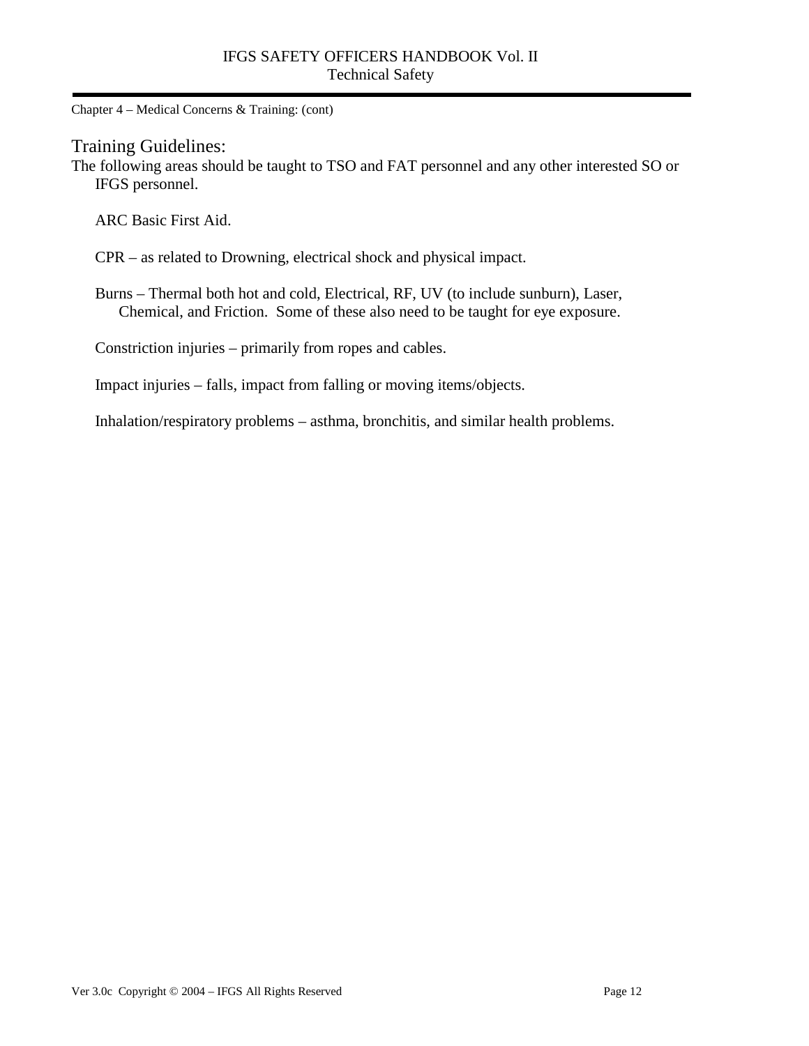Chapter 4 – Medical Concerns & Training: (cont)

## Training Guidelines:

The following areas should be taught to TSO and FAT personnel and any other interested SO or IFGS personnel.

ARC Basic First Aid.

CPR – as related to Drowning, electrical shock and physical impact.

Burns – Thermal both hot and cold, Electrical, RF, UV (to include sunburn), Laser, Chemical, and Friction. Some of these also need to be taught for eye exposure.

Constriction injuries – primarily from ropes and cables.

Impact injuries – falls, impact from falling or moving items/objects.

Inhalation/respiratory problems – asthma, bronchitis, and similar health problems.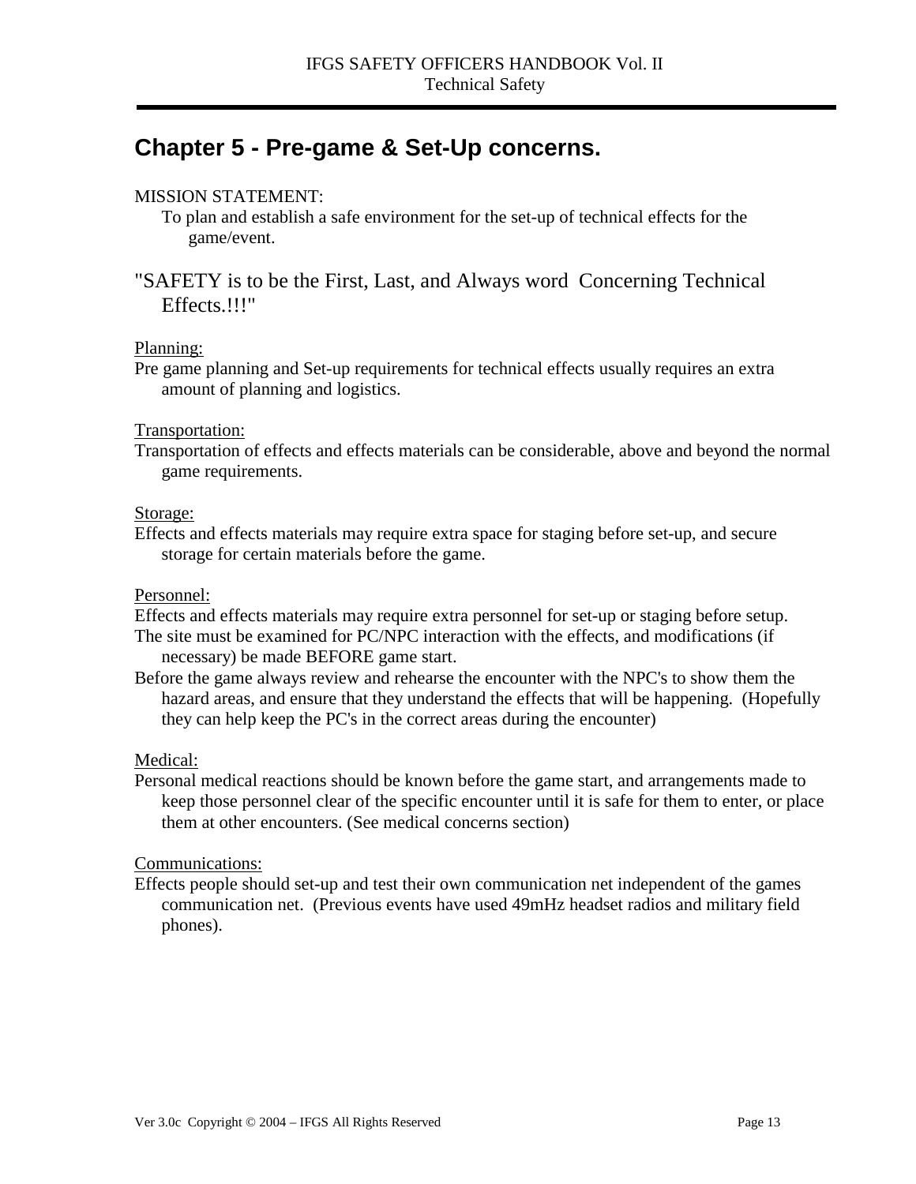# Chapter 5 - Pre-game & Set-Up concerns.

MISSION STATEMENT:

To plan and establish a safe environment for the set-up of technical effects for the game/event.

"SAFETY is to be the First, Last, and Always word Concerning Technical Effects.!!!"

Planning:

Pre game planning and Set-up requirements for technical effects usually requires an extra amount of planning and logistics.

Transportation:

Transportation of effects and effects materials can be considerable, above and beyond the normal game requirements.

Storage:

Effects and effects materials may require extra space for staging before set-up, and secure storage for certain materials before the game.

Personnel:

Effects and effects materials may require extra personnel for set-up or staging before setup.

The site must be examined for PC/NPC interaction with the effects, and modifications (if necessary) be made BEFORE game start.

Before the game always review and rehearse the encounter with the NPC's to show them the hazard areas, and ensure that they understand the effects that will be happening. (Hopefully they can help keep the PC's in the correct areas during the encounter)

Medical:

Personal medical reactions should be known before the game start, and arrangements made to keep those personnel clear of the specific encounter until it is safe for them to enter, or place them at other encounters. (See medical concerns section)

Communications:

Effects people should set-up and test their own communication net independent of the games communication net. (Previous events have used 49mHz headset radios and military field phones).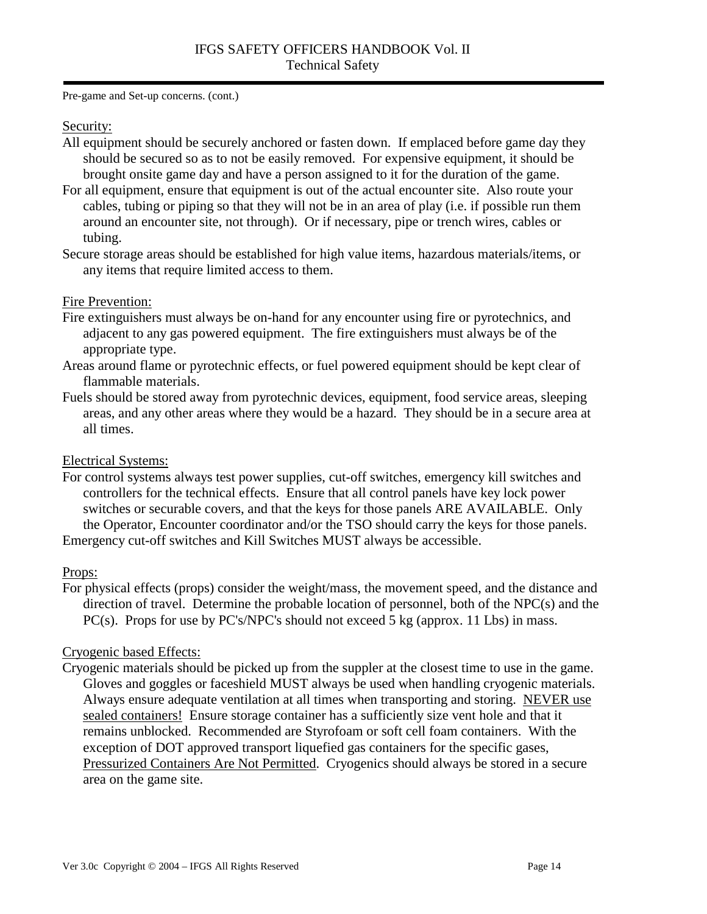Pre-game and Set-up concerns. (cont.)

Security:

All equipment should be securely anchored or fasten down. If emplaced before game day they should be secured so as to not be easily removed. For expensive equipment, it should be brought onsite game day and have a person assigned to it for the duration of the game.

For all equipment, ensure that equipment is out of the actual encounter site. Also route your cables, tubing or piping so that they will not be in an area of play (i.e. if possible run them around an encounter site, not through). Or if necessary, pipe or trench wires, cables or tubing.

Secure storage areas should be established for high value items, hazardous materials/items, or any items that require limited access to them.

Fire Prevention:

Fire extinguishers must always be on-hand for any encounter using fire or pyrotechnics, and adjacent to any gas powered equipment. The fire extinguishers must always be of the appropriate type.

Areas around flame or pyrotechnic effects, or fuel powered equipment should be kept clear of flammable materials.

Fuels should be stored away from pyrotechnic devices, equipment, food service areas, sleeping areas, and any other areas where they would be a hazard. They should be in a secure area at all times.

Electrical Systems:

For control systems always test power supplies, cut-off switches, emergency kill switches and controllers for the technical effects. Ensure that all control panels have key lock power switches or securable covers, and that the keys for those panels ARE AVAILABLE. Only the Operator, Encounter coordinator and/or the TSO should carry the keys for those panels.

Emergency cut-off switches and Kill Switches MUST always be accessible.

Props:

For physical effects (props) consider the weight/mass, the movement speed, and the distance and direction of travel. Determine the probable location of personnel, both of the NPC(s) and the PC(s). Props for use by PC's/NPC's should not exceed 5 kg (approx. 11 Lbs) in mass.

Cryogenic based Effects:

Cryogenic materials should be picked up from the suppler at the closest time to use in the game. Gloves and goggles or faceshield MUST always be used when handling cryogenic materials. Always ensure adequate ventilation at all times when transporting and storing. NEVER use sealed containers! Ensure storage container has a sufficiently size vent hole and that it remains unblocked. Recommended are Styrofoam or soft cell foam containers. With the exception of DOT approved transport liquefied gas containers for the specific gases, Pressurized Containers Are Not Permitted. Cryogenics should always be stored in a secure area on the game site.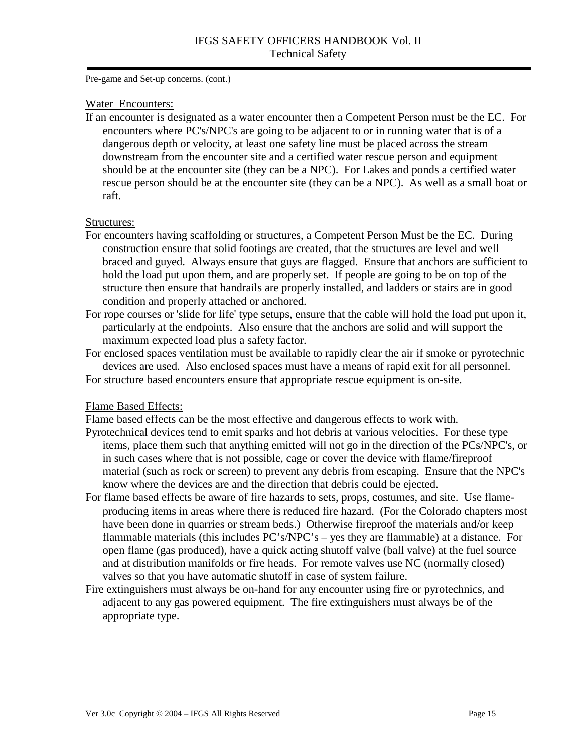Pre-game and Set-up concerns. (cont.)

## Water Encounters:

If an encounter is designated as a water encounter then a Competent Person must be the EC. For encounters where PC's/NPC's are going to be adjacent to or in running water that is of a dangerous depth or velocity, at least one safety line must be placed across the stream downstream from the encounter site and a certified water rescue person and equipment should be at the encounter site (they can be a NPC). For Lakes and ponds a certified water rescue person should be at the encounter site (they can be a NPC). As well as a small boat or raft.

## Structures:

For encounters having scaffolding or structures, a Competent Person Must be the EC. During construction ensure that solid footings are created, that the structures are level and well braced and guyed. Always ensure that guys are flagged. Ensure that anchors are sufficient to hold the load put upon them, and are properly set. If people are going to be on top of the structure then ensure that handrails are properly installed, and ladders or stairs are in good condition and properly attached or anchored.

For rope courses or 'slide for life' type setups, ensure that the cable will hold the load put upon it, particularly at the endpoints. Also ensure that the anchors are solid and will support the maximum expected load plus a safety factor.

For enclosed spaces ventilation must be available to rapidly clear the air if smoke or pyrotechnic devices are used. Also enclosed spaces must have a means of rapid exit for all personnel.

For structure based encounters ensure that appropriate rescue equipment is on-site.

## Flame Based Effects:

Flame based effects can be the most effective and dangerous effects to work with.

Pyrotechnical devices tend to emit sparks and hot debris at various velocities. For these type items, place them such that anything emitted will not go in the direction of the PCs/NPC's, or in such cases where that is not possible, cage or cover the device with flame/fireproof material (such as rock or screen) to prevent any debris from escaping. Ensure that the NPC's know where the devices are and the direction that debris could be ejected.

For flame based effects be aware of fire hazards to sets, props, costumes, and site. Use flame-producing items in areas where there is reduced fire hazard. (For the Colorado chapters most have been done in quarries or stream beds.) Otherwise fireproof the materials and/or keep flammable materials (this includes PC's/NPC's – yes they are flammable) at a distance. For open flame (gas produced), have a quick acting shutoff valve (ball valve) at the fuel source and at distribution manifolds or fire heads. For remote valves use NC (normally closed) valves so that you have automatic shutoff in case of system failure.

Fire extinguishers must always be on-hand for any encounter using fire or pyrotechnics, and adjacent to any gas powered equipment. The fire extinguishers must always be of the appropriate type.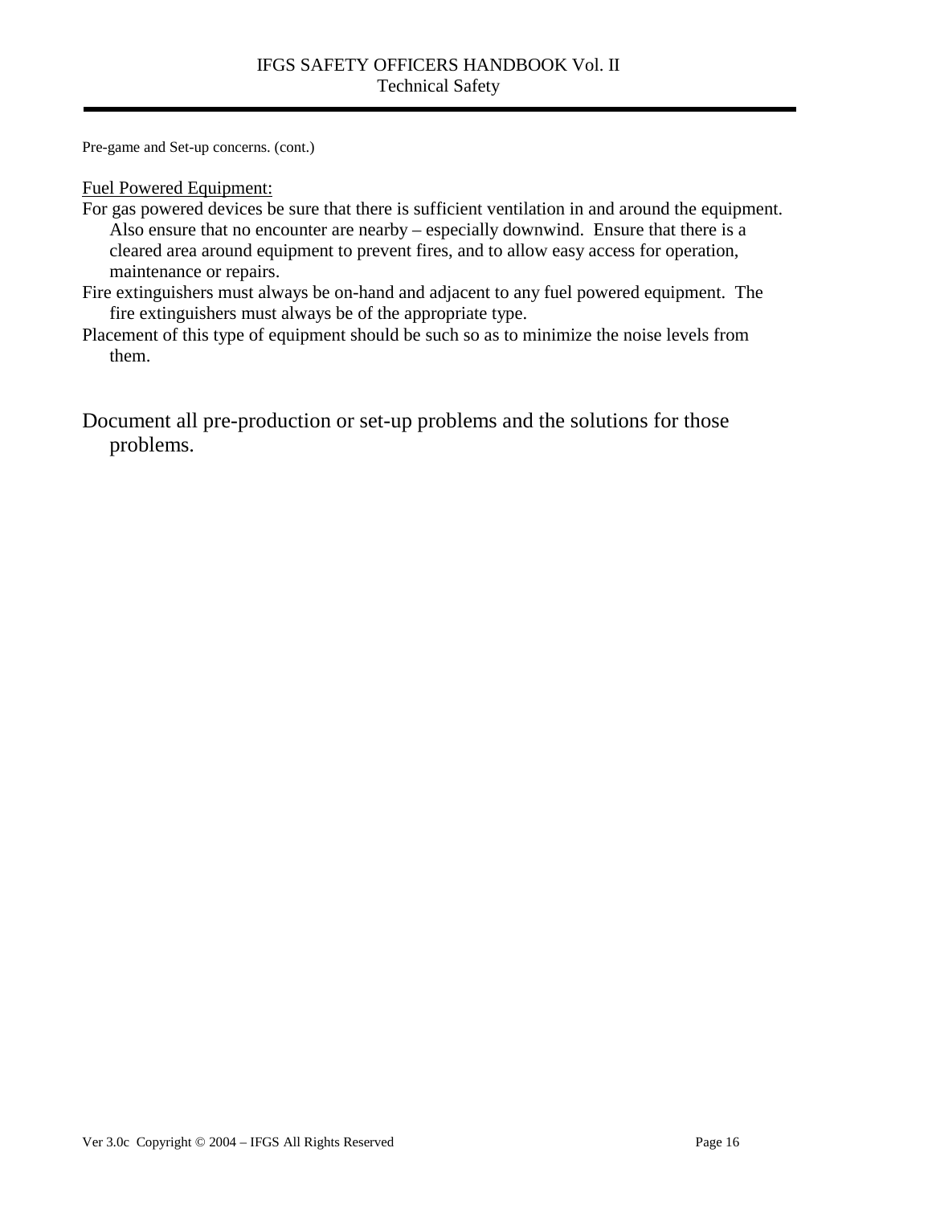Pre-game and Set-up concerns. (cont.)

Fuel Powered Equipment:

For gas powered devices be sure that there is sufficient ventilation in and around the equipment. Also ensure that no encounter are nearby – especially downwind. Ensure that there is a cleared area around equipment to prevent fires, and to allow easy access for operation, maintenance or repairs.

Fire extinguishers must always be on-hand and adjacent to any fuel powered equipment. The fire extinguishers must always be of the appropriate type.

Placement of this type of equipment should be such so as to minimize the noise levels from them.

Document all pre-production or set-up problems and the solutions for those problems.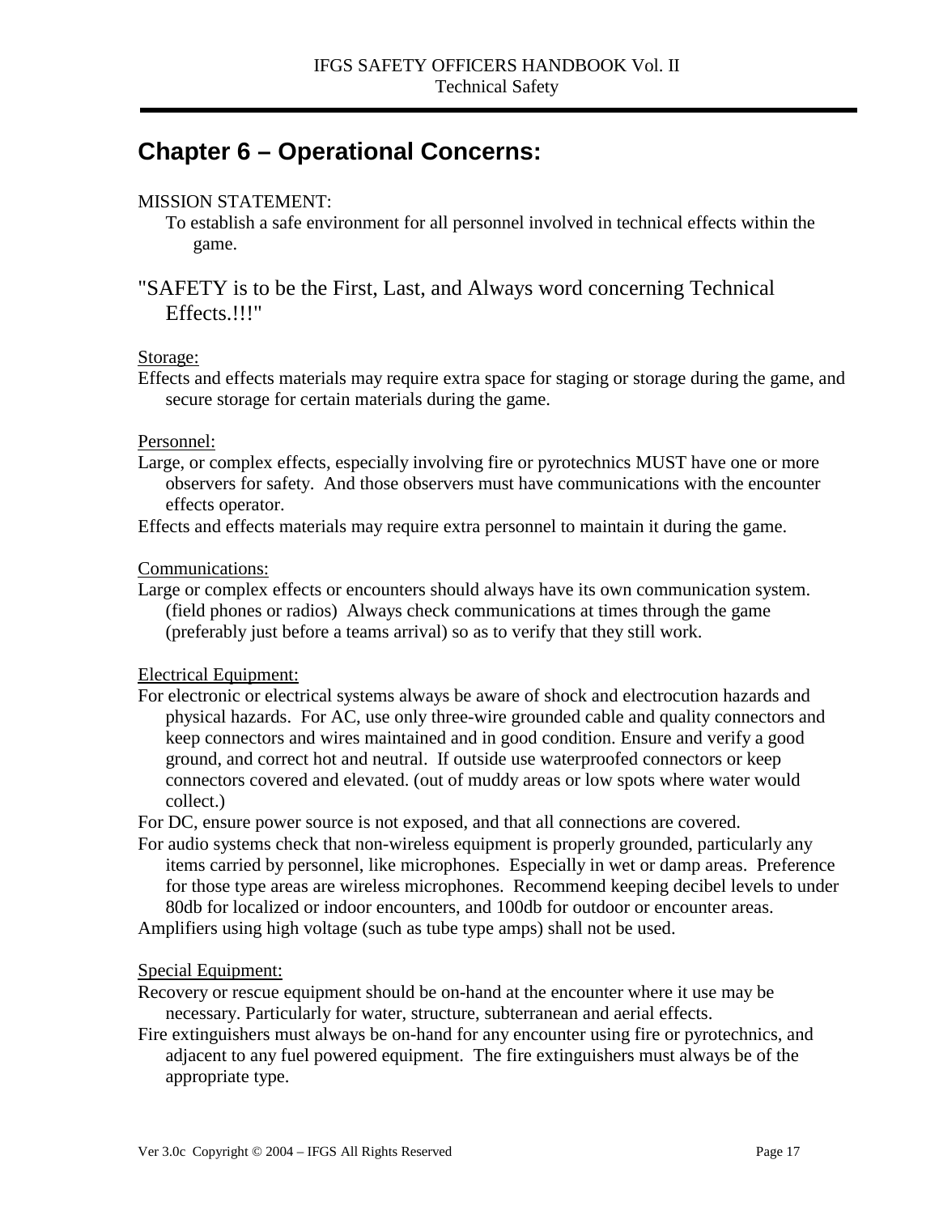# Chapter 6 – Operational Concerns:

MISSION STATEMENT:

To establish a safe environment for all personnel involved in technical effects within the game.

"SAFETY is to be the First, Last, and Always word concerning Technical Effects.!!!"

Storage:

Effects and effects materials may require extra space for staging or storage during the game, and secure storage for certain materials during the game.

Personnel:

Large, or complex effects, especially involving fire or pyrotechnics MUST have one or more observers for safety. And those observers must have communications with the encounter effects operator.

Effects and effects materials may require extra personnel to maintain it during the game.

Communications:

Large or complex effects or encounters should always have its own communication system. (field phones or radios) Always check communications at times through the game (preferably just before a teams arrival) so as to verify that they still work.

Electrical Equipment:

For electronic or electrical systems always be aware of shock and electrocution hazards and physical hazards. For AC, use only three-wire grounded cable and quality connectors and keep connectors and wires maintained and in good condition. Ensure and verify a good ground, and correct hot and neutral. If outside use waterproofed connectors or keep connectors covered and elevated. (out of muddy areas or low spots where water would collect.)

For DC, ensure power source is not exposed, and that all connections are covered.

For audio systems check that non-wireless equipment is properly grounded, particularly any items carried by personnel, like microphones. Especially in wet or damp areas. Preference for those type areas are wireless microphones. Recommend keeping decibel levels to under 80db for localized or indoor encounters, and 100db for outdoor or encounter areas.

Amplifiers using high voltage (such as tube type amps) shall not be used.

Special Equipment:

Recovery or rescue equipment should be on-hand at the encounter where it use may be necessary. Particularly for water, structure, subterranean and aerial effects.

Fire extinguishers must always be on-hand for any encounter using fire or pyrotechnics, and adjacent to any fuel powered equipment. The fire extinguishers must always be of the appropriate type.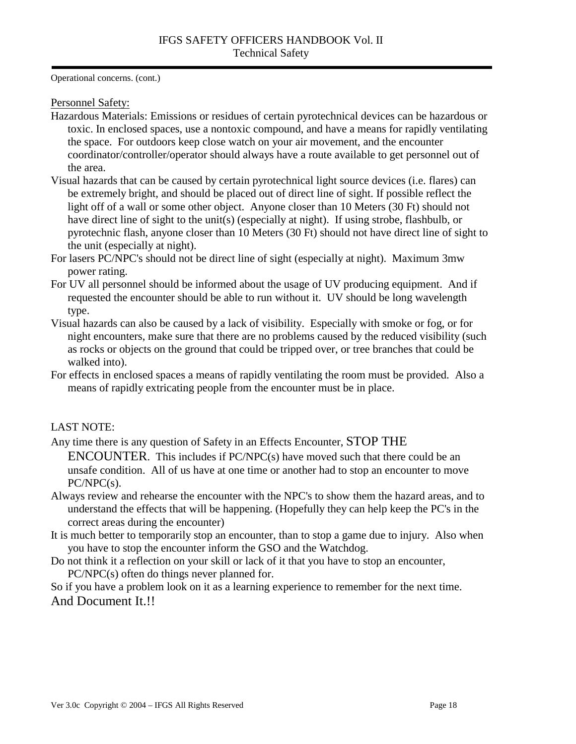Operational concerns. (cont.)

Personnel Safety:

Hazardous Materials: Emissions or residues of certain pyrotechnical devices can be hazardous or toxic. In enclosed spaces, use a nontoxic compound, and have a means for rapidly ventilating the space. For outdoors keep close watch on your air movement, and the encounter coordinator/controller/operator should always have a route available to get personnel out of the area.

Visual hazards that can be caused by certain pyrotechnical light source devices (i.e. flares) can be extremely bright, and should be placed out of direct line of sight. If possible reflect the light off of a wall or some other object. Anyone closer than 10 Meters (30 Ft) should not have direct line of sight to the unit(s) (especially at night). If using strobe, flashbulb, or pyrotechnic flash, anyone closer than 10 Meters (30 Ft) should not have direct line of sight to the unit (especially at night).

For lasers PC/NPC's should not be direct line of sight (especially at night). Maximum 3mw power rating.

For UV all personnel should be informed about the usage of UV producing equipment. And if requested the encounter should be able to run without it. UV should be long wavelength type.

Visual hazards can also be caused by a lack of visibility. Especially with smoke or fog, or for night encounters, make sure that there are no problems caused by the reduced visibility (such as rocks or objects on the ground that could be tripped over, or tree branches that could be walked into).

For effects in enclosed spaces a means of rapidly ventilating the room must be provided. Also a means of rapidly extricating people from the encounter must be in place.

LAST NOTE:

Any time there is any question of Safety in an Effects Encounter, STOP THE ENCOUNTER. This includes if PC/NPC(s) have moved such that there could be an unsafe condition. All of us have at one time or another had to stop an encounter to move PC/NPC(s).

Always review and rehearse the encounter with the NPC's to show them the hazard areas, and to understand the effects that will be happening. (Hopefully they can help keep the PC's in the correct areas during the encounter)

It is much better to temporarily stop an encounter, than to stop a game due to injury. Also when you have to stop the encounter inform the GSO and the Watchdog.

Do not think it a reflection on your skill or lack of it that you have to stop an encounter, PC/NPC(s) often do things never planned for.

So if you have a problem look on it as a learning experience to remember for the next time.

And Document It.!!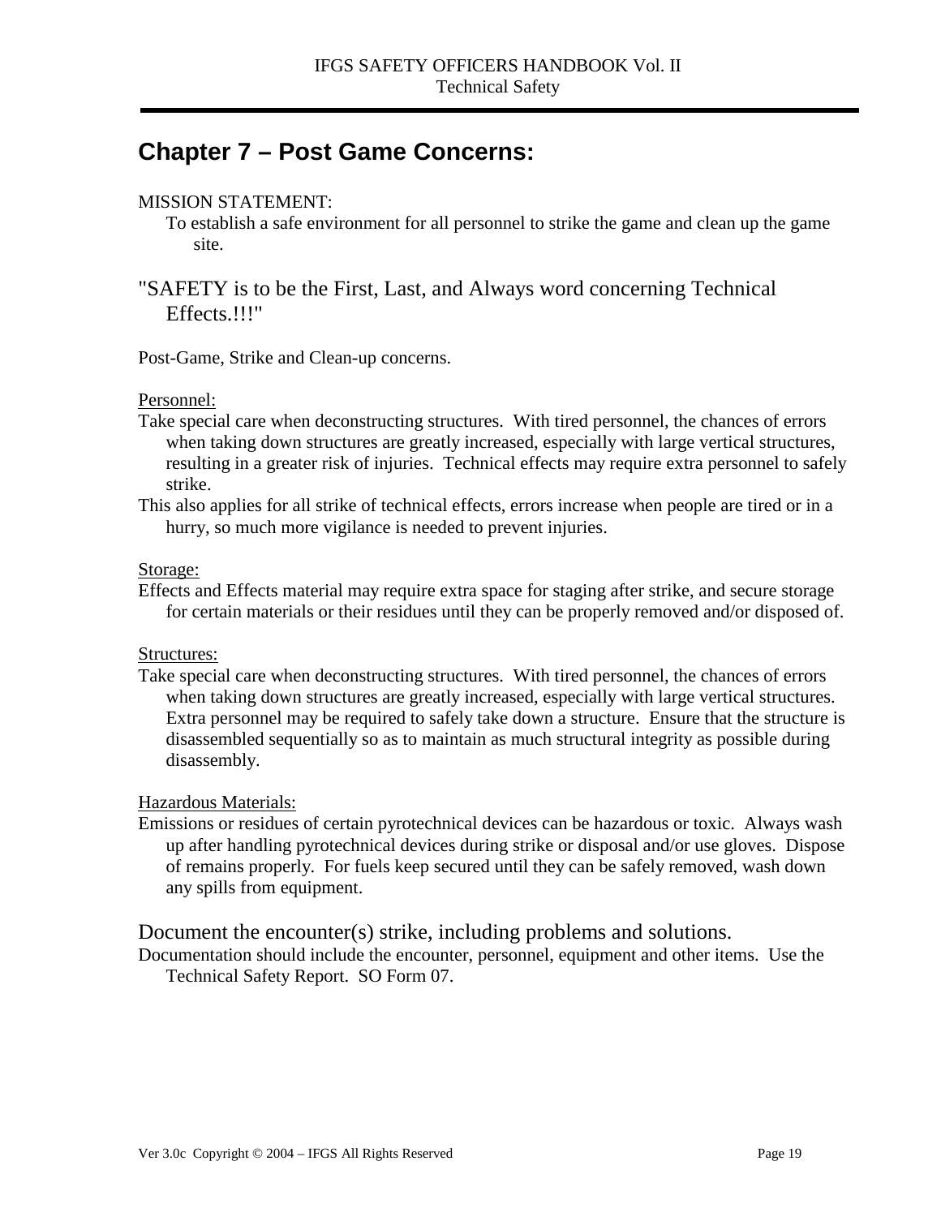# Chapter 7 – Post Game Concerns:

MISSION STATEMENT:

To establish a safe environment for all personnel to strike the game and clean up the game site.

"SAFETY is to be the First, Last, and Always word concerning Technical Effects.!!!"

Post-Game, Strike and Clean-up concerns.

Personnel:

Take special care when deconstructing structures. With tired personnel, the chances of errors when taking down structures are greatly increased, especially with large vertical structures, resulting in a greater risk of injuries. Technical effects may require extra personnel to safely strike.

This also applies for all strike of technical effects, errors increase when people are tired or in a hurry, so much more vigilance is needed to prevent injuries.

Storage:

Effects and Effects material may require extra space for staging after strike, and secure storage for certain materials or their residues until they can be properly removed and/or disposed of.

Structures:

Take special care when deconstructing structures. With tired personnel, the chances of errors when taking down structures are greatly increased, especially with large vertical structures. Extra personnel may be required to safely take down a structure. Ensure that the structure is disassembled sequentially so as to maintain as much structural integrity as possible during disassembly.

Hazardous Materials:

Emissions or residues of certain pyrotechnical devices can be hazardous or toxic. Always wash up after handling pyrotechnical devices during strike or disposal and/or use gloves. Dispose of remains properly. For fuels keep secured until they can be safely removed, wash down any spills from equipment.

Document the encounter(s) strike, including problems and solutions.

Documentation should include the encounter, personnel, equipment and other items. Use the Technical Safety Report. SO Form 07.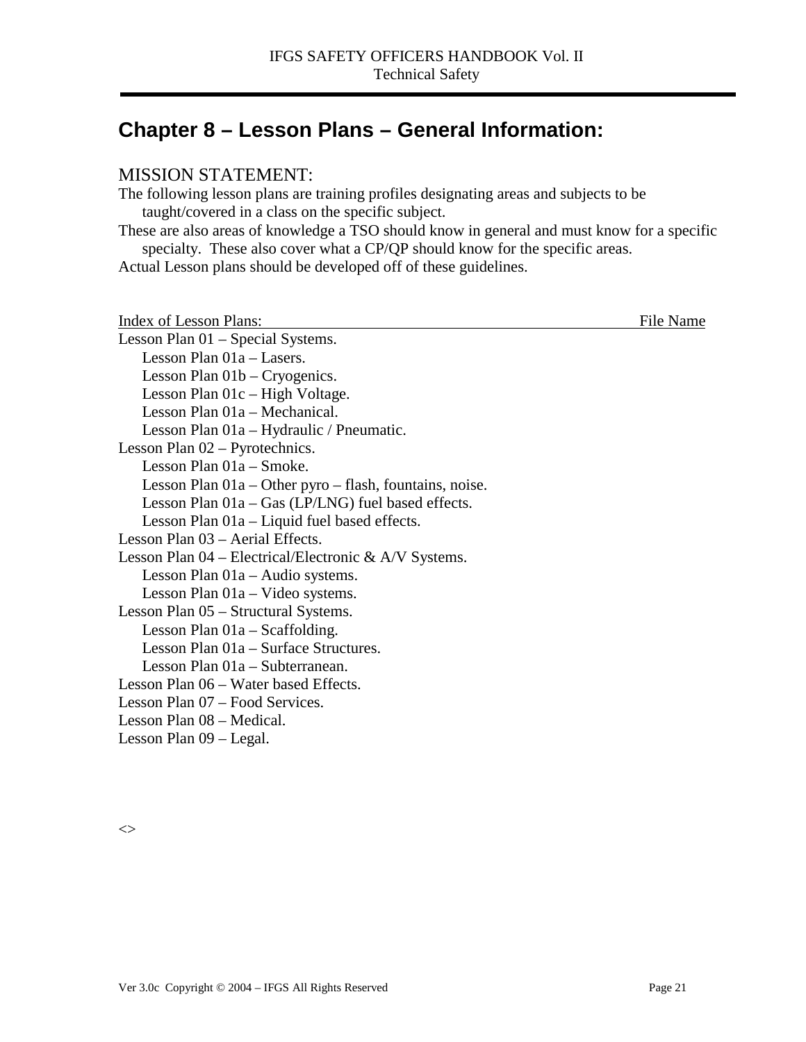# Chapter 8 – Lesson Plans – General Information:

MISSION STATEMENT:

The following lesson plans are training profiles designating areas and subjects to be taught/covered in a class on the specific subject.

These are also areas of knowledge a TSO should know in general and must know for a specific specialty. These also cover what a CP/QP should know for the specific areas.

Actual Lesson plans should be developed off of these guidelines.

| Index of Lesson Plans: | File Name |
|---|---|
| Lesson Plan 01 – Special Systems. | |
| Lesson Plan 01a – Lasers. | |
| Lesson Plan 01b – Cryogenics. | |
| Lesson Plan 01c – High Voltage. | |
| Lesson Plan 01a – Mechanical. | |
| Lesson Plan 01a – Hydraulic / Pneumatic. | |
| Lesson Plan 02 – Pyrotechnics. | |
| Lesson Plan 01a – Smoke. | |
| Lesson Plan 01a – Other pyro – flash, fountains, noise. | |
| Lesson Plan 01a – Gas (LP/LNG) fuel based effects. | |
| Lesson Plan 01a – Liquid fuel based effects. | |
| Lesson Plan 03 – Aerial Effects. | |
| Lesson Plan 04 – Electrical/Electronic & A/V Systems. | |
| Lesson Plan 01a – Audio systems. | |
| Lesson Plan 01a – Video systems. | |
| Lesson Plan 05 – Structural Systems. | |
| Lesson Plan 01a – Scaffolding. | |
| Lesson Plan 01a – Surface Structures. | |
| Lesson Plan 01a – Subterranean. | |
| Lesson Plan 06 – Water based Effects. | |
| Lesson Plan 07 – Food Services. | |
| Lesson Plan 08 – Medical. | |
| Lesson Plan 09 – Legal. | |

<>